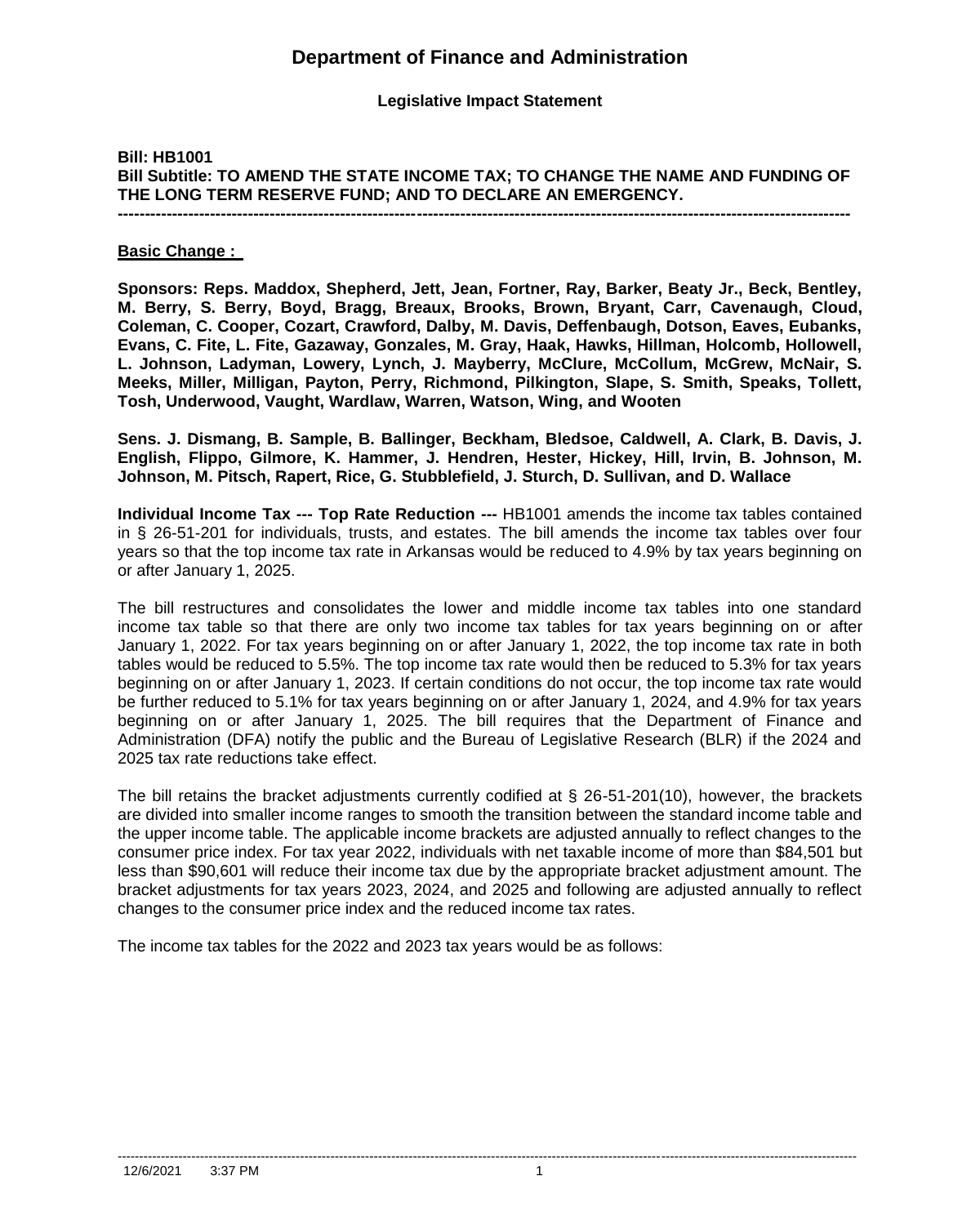# Department of Finance and Administration

**Legislative Impact Statement**

**Bill: HB1001**
**Bill Subtitle: TO AMEND THE STATE INCOME TAX; TO CHANGE THE NAME AND FUNDING OF THE LONG TERM RESERVE FUND; AND TO DECLARE AN EMERGENCY.**

---

**<u>Basic Change :</u>**

**Sponsors: Reps. Maddox, Shepherd, Jett, Jean, Fortner, Ray, Barker, Beaty Jr., Beck, Bentley, M. Berry, S. Berry, Boyd, Bragg, Breaux, Brooks, Brown, Bryant, Carr, Cavenaugh, Cloud, Coleman, C. Cooper, Cozart, Crawford, Dalby, M. Davis, Deffenbaugh, Dotson, Eaves, Eubanks, Evans, C. Fite, L. Fite, Gazaway, Gonzales, M. Gray, Haak, Hawks, Hillman, Holcomb, Hollowell, L. Johnson, Ladyman, Lowery, Lynch, J. Mayberry, McClure, McCollum, McGrew, McNair, S. Meeks, Miller, Milligan, Payton, Perry, Richmond, Pilkington, Slape, S. Smith, Speaks, Tollett, Tosh, Underwood, Vaught, Wardlaw, Warren, Watson, Wing, and Wooten**

**Sens. J. Dismang, B. Sample, B. Ballinger, Beckham, Bledsoe, Caldwell, A. Clark, B. Davis, J. English, Flippo, Gilmore, K. Hammer, J. Hendren, Hester, Hickey, Hill, Irvin, B. Johnson, M. Johnson, M. Pitsch, Rapert, Rice, G. Stubblefield, J. Sturch, D. Sullivan, and D. Wallace**

**Individual Income Tax --- Top Rate Reduction ---** HB1001 amends the income tax tables contained in § 26-51-201 for individuals, trusts, and estates. The bill amends the income tax tables over four years so that the top income tax rate in Arkansas would be reduced to 4.9% by tax years beginning on or after January 1, 2025.

The bill restructures and consolidates the lower and middle income tax tables into one standard income tax table so that there are only two income tax tables for tax years beginning on or after January 1, 2022. For tax years beginning on or after January 1, 2022, the top income tax rate in both tables would be reduced to 5.5%. The top income tax rate would then be reduced to 5.3% for tax years beginning on or after January 1, 2023. If certain conditions do not occur, the top income tax rate would be further reduced to 5.1% for tax years beginning on or after January 1, 2024, and 4.9% for tax years beginning on or after January 1, 2025. The bill requires that the Department of Finance and Administration (DFA) notify the public and the Bureau of Legislative Research (BLR) if the 2024 and 2025 tax rate reductions take effect.

The bill retains the bracket adjustments currently codified at § 26-51-201(10), however, the brackets are divided into smaller income ranges to smooth the transition between the standard income table and the upper income table. The applicable income brackets are adjusted annually to reflect changes to the consumer price index. For tax year 2022, individuals with net taxable income of more than $84,501 but less than $90,601 will reduce their income tax due by the appropriate bracket adjustment amount. The bracket adjustments for tax years 2023, 2024, and 2025 and following are adjusted annually to reflect changes to the consumer price index and the reduced income tax rates.

The income tax tables for the 2022 and 2023 tax years would be as follows: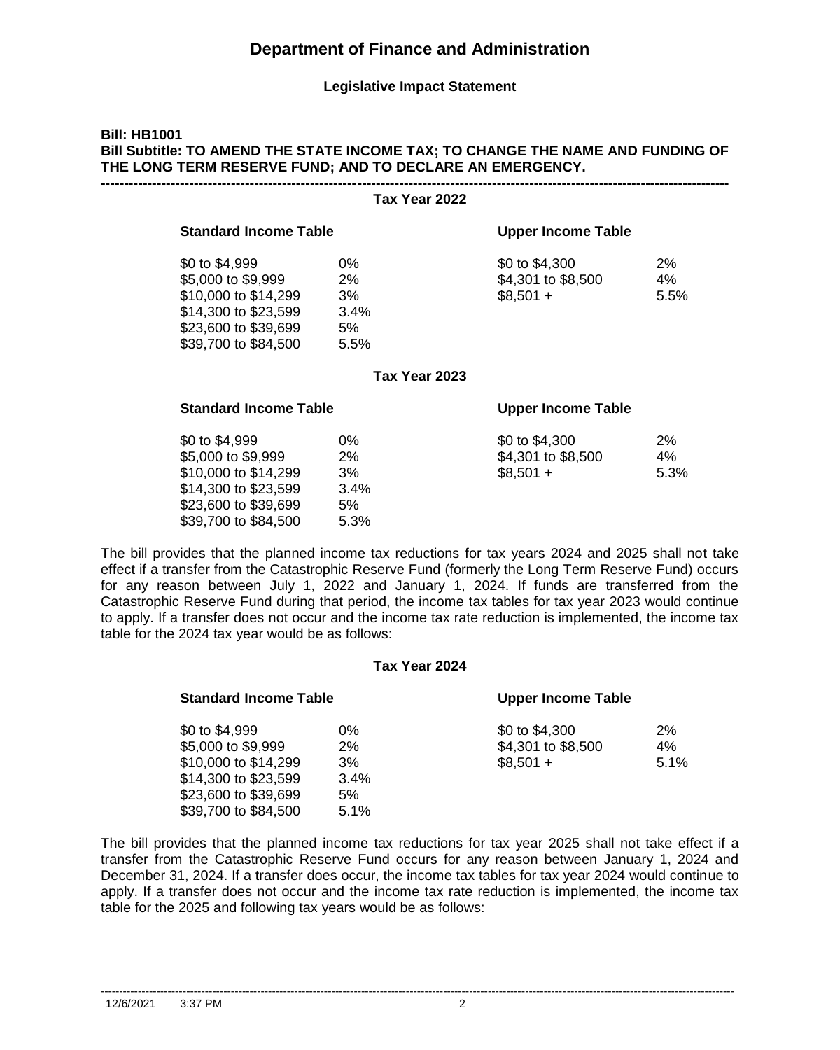# Department of Finance and Administration

**Legislative Impact Statement**

**Bill: HB1001**
**Bill Subtitle: TO AMEND THE STATE INCOME TAX; TO CHANGE THE NAME AND FUNDING OF THE LONG TERM RESERVE FUND; AND TO DECLARE AN EMERGENCY.**

---

**Tax Year 2022**

| Standard Income Table | | Upper Income Table | |
|---|---|---|---|
| $0 to $4,999 | 0% | $0 to $4,300 | 2% |
| $5,000 to $9,999 | 2% | $4,301 to $8,500 | 4% |
| $10,000 to $14,299 | 3% | $8,501 + | 5.5% |
| $14,300 to $23,599 | 3.4% | | |
| $23,600 to $39,699 | 5% | | |
| $39,700 to $84,500 | 5.5% | | |

**Tax Year 2023**

| Standard Income Table | | Upper Income Table | |
|---|---|---|---|
| $0 to $4,999 | 0% | $0 to $4,300 | 2% |
| $5,000 to $9,999 | 2% | $4,301 to $8,500 | 4% |
| $10,000 to $14,299 | 3% | $8,501 + | 5.3% |
| $14,300 to $23,599 | 3.4% | | |
| $23,600 to $39,699 | 5% | | |
| $39,700 to $84,500 | 5.3% | | |

The bill provides that the planned income tax reductions for tax years 2024 and 2025 shall not take effect if a transfer from the Catastrophic Reserve Fund (formerly the Long Term Reserve Fund) occurs for any reason between July 1, 2022 and January 1, 2024. If funds are transferred from the Catastrophic Reserve Fund during that period, the income tax tables for tax year 2023 would continue to apply. If a transfer does not occur and the income tax rate reduction is implemented, the income tax table for the 2024 tax year would be as follows:

**Tax Year 2024**

| Standard Income Table | | Upper Income Table | |
|---|---|---|---|
| $0 to $4,999 | 0% | $0 to $4,300 | 2% |
| $5,000 to $9,999 | 2% | $4,301 to $8,500 | 4% |
| $10,000 to $14,299 | 3% | $8,501 + | 5.1% |
| $14,300 to $23,599 | 3.4% | | |
| $23,600 to $39,699 | 5% | | |
| $39,700 to $84,500 | 5.1% | | |

The bill provides that the planned income tax reductions for tax year 2025 shall not take effect if a transfer from the Catastrophic Reserve Fund occurs for any reason between January 1, 2024 and December 31, 2024. If a transfer does occur, the income tax tables for tax year 2024 would continue to apply. If a transfer does not occur and the income tax rate reduction is implemented, the income tax table for the 2025 and following tax years would be as follows: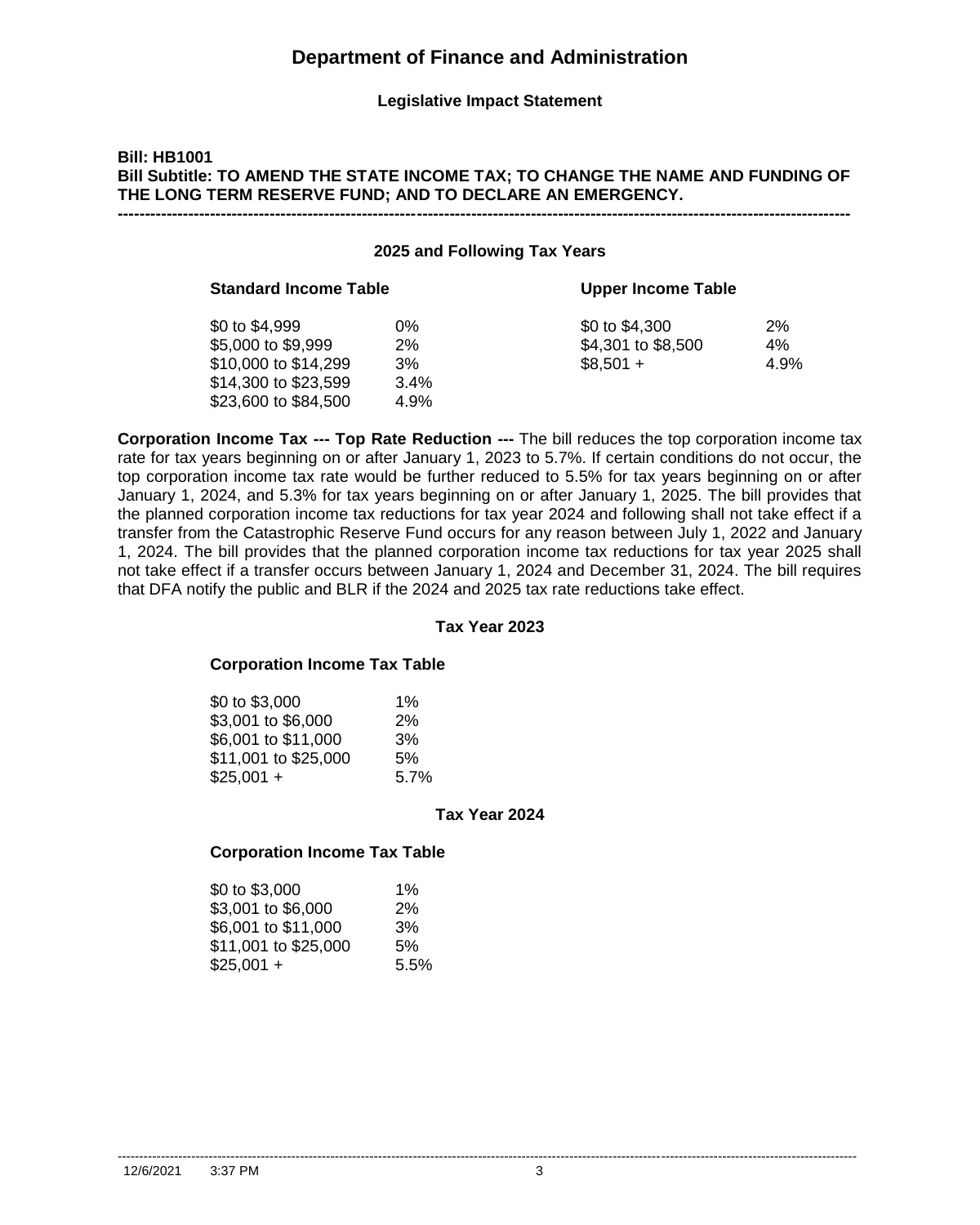# Department of Finance and Administration

**Legislative Impact Statement**

**Bill: HB1001**
**Bill Subtitle: TO AMEND THE STATE INCOME TAX; TO CHANGE THE NAME AND FUNDING OF THE LONG TERM RESERVE FUND; AND TO DECLARE AN EMERGENCY.**

---

**2025 and Following Tax Years**

| Standard Income Table | | Upper Income Table | |
|---|---|---|---|
| $0 to $4,999 | 0% | $0 to $4,300 | 2% |
| $5,000 to $9,999 | 2% | $4,301 to $8,500 | 4% |
| $10,000 to $14,299 | 3% | $8,501 + | 4.9% |
| $14,300 to $23,599 | 3.4% | | |
| $23,600 to $84,500 | 4.9% | | |

**Corporation Income Tax --- Top Rate Reduction ---** The bill reduces the top corporation income tax rate for tax years beginning on or after January 1, 2023 to 5.7%. If certain conditions do not occur, the top corporation income tax rate would be further reduced to 5.5% for tax years beginning on or after January 1, 2024, and 5.3% for tax years beginning on or after January 1, 2025. The bill provides that the planned corporation income tax reductions for tax year 2024 and following shall not take effect if a transfer from the Catastrophic Reserve Fund occurs for any reason between July 1, 2022 and January 1, 2024. The bill provides that the planned corporation income tax reductions for tax year 2025 shall not take effect if a transfer occurs between January 1, 2024 and December 31, 2024. The bill requires that DFA notify the public and BLR if the 2024 and 2025 tax rate reductions take effect.

**Tax Year 2023**

**Corporation Income Tax Table**

| | |
|---|---|
| $0 to $3,000 | 1% |
| $3,001 to $6,000 | 2% |
| $6,001 to $11,000 | 3% |
| $11,001 to $25,000 | 5% |
| $25,001 + | 5.7% |

**Tax Year 2024**

**Corporation Income Tax Table**

| | |
|---|---|
| $0 to $3,000 | 1% |
| $3,001 to $6,000 | 2% |
| $6,001 to $11,000 | 3% |
| $11,001 to $25,000 | 5% |
| $25,001 + | 5.5% |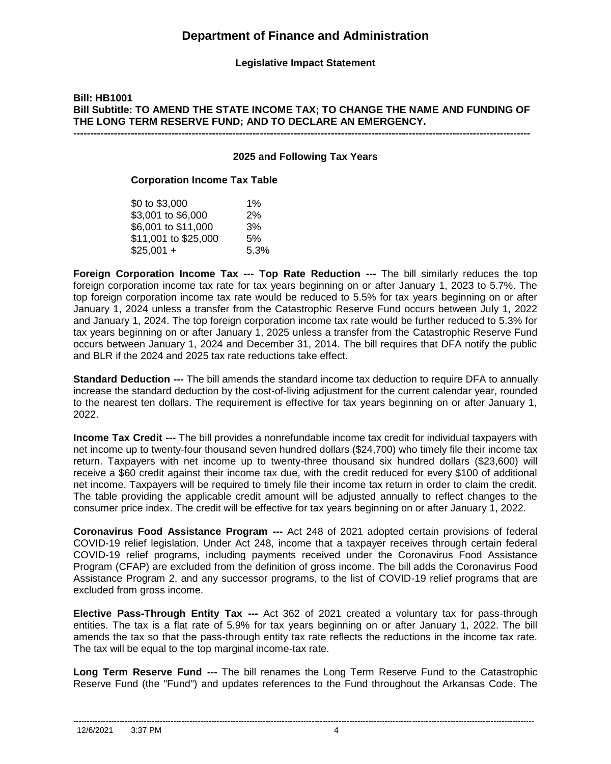# Department of Finance and Administration

**Legislative Impact Statement**

**Bill: HB1001**
**Bill Subtitle: TO AMEND THE STATE INCOME TAX; TO CHANGE THE NAME AND FUNDING OF THE LONG TERM RESERVE FUND; AND TO DECLARE AN EMERGENCY.**

---

**2025 and Following Tax Years**

**Corporation Income Tax Table**

| | |
|---|---|
| \$0 to \$3,000 | 1% |
| \$3,001 to \$6,000 | 2% |
| \$6,001 to \$11,000 | 3% |
| \$11,001 to \$25,000 | 5% |
| \$25,001 + | 5.3% |

**Foreign Corporation Income Tax --- Top Rate Reduction ---** The bill similarly reduces the top foreign corporation income tax rate for tax years beginning on or after January 1, 2023 to 5.7%. The top foreign corporation income tax rate would be reduced to 5.5% for tax years beginning on or after January 1, 2024 unless a transfer from the Catastrophic Reserve Fund occurs between July 1, 2022 and January 1, 2024. The top foreign corporation income tax rate would be further reduced to 5.3% for tax years beginning on or after January 1, 2025 unless a transfer from the Catastrophic Reserve Fund occurs between January 1, 2024 and December 31, 2014. The bill requires that DFA notify the public and BLR if the 2024 and 2025 tax rate reductions take effect.

**Standard Deduction ---** The bill amends the standard income tax deduction to require DFA to annually increase the standard deduction by the cost-of-living adjustment for the current calendar year, rounded to the nearest ten dollars. The requirement is effective for tax years beginning on or after January 1, 2022.

**Income Tax Credit ---** The bill provides a nonrefundable income tax credit for individual taxpayers with net income up to twenty-four thousand seven hundred dollars (\$24,700) who timely file their income tax return. Taxpayers with net income up to twenty-three thousand six hundred dollars (\$23,600) will receive a \$60 credit against their income tax due, with the credit reduced for every \$100 of additional net income. Taxpayers will be required to timely file their income tax return in order to claim the credit. The table providing the applicable credit amount will be adjusted annually to reflect changes to the consumer price index. The credit will be effective for tax years beginning on or after January 1, 2022.

**Coronavirus Food Assistance Program ---** Act 248 of 2021 adopted certain provisions of federal COVID-19 relief legislation. Under Act 248, income that a taxpayer receives through certain federal COVID-19 relief programs, including payments received under the Coronavirus Food Assistance Program (CFAP) are excluded from the definition of gross income. The bill adds the Coronavirus Food Assistance Program 2, and any successor programs, to the list of COVID-19 relief programs that are excluded from gross income.

**Elective Pass-Through Entity Tax ---** Act 362 of 2021 created a voluntary tax for pass-through entities. The tax is a flat rate of 5.9% for tax years beginning on or after January 1, 2022. The bill amends the tax so that the pass-through entity tax rate reflects the reductions in the income tax rate. The tax will be equal to the top marginal income-tax rate.

**Long Term Reserve Fund ---** The bill renames the Long Term Reserve Fund to the Catastrophic Reserve Fund (the "Fund") and updates references to the Fund throughout the Arkansas Code. The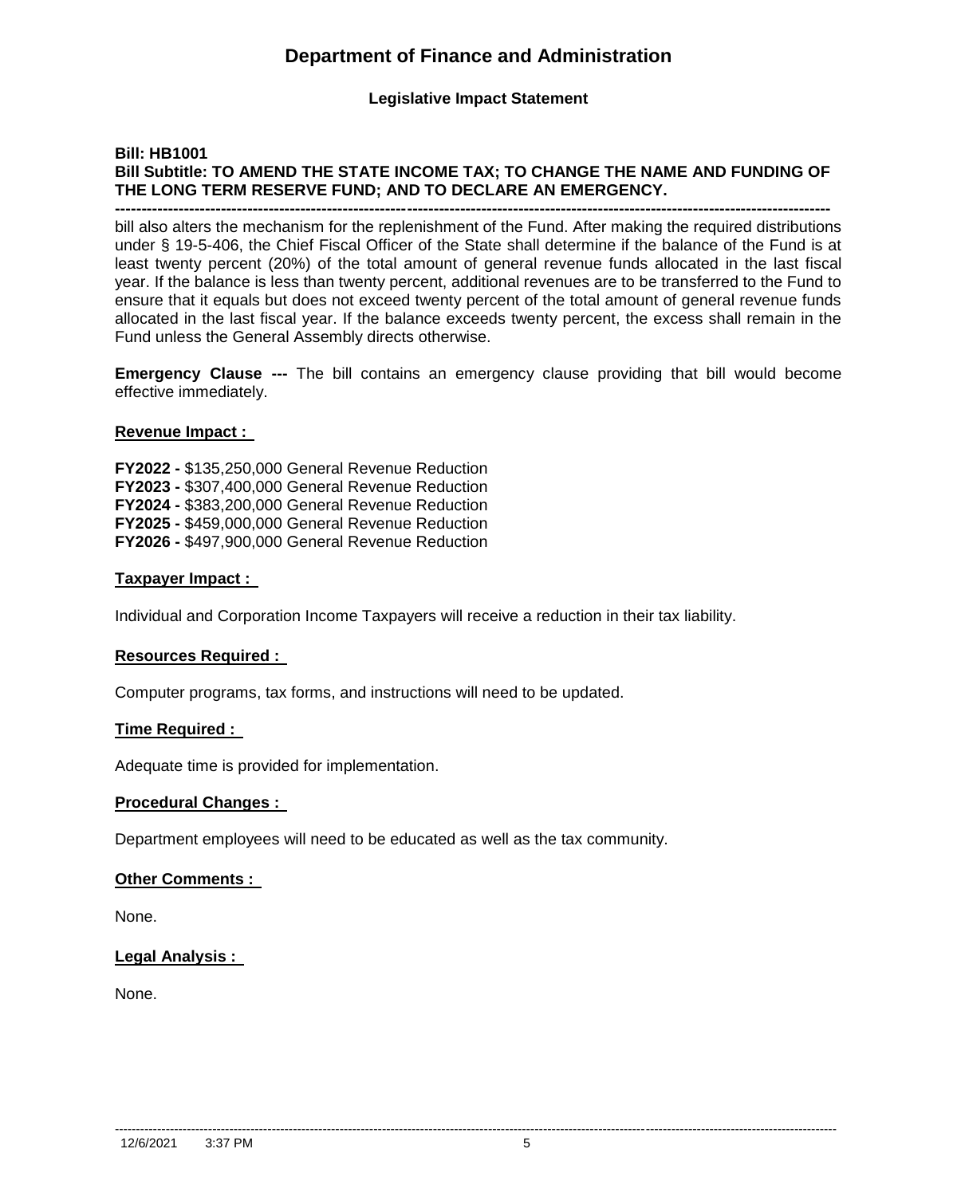# Department of Finance and Administration

**Legislative Impact Statement**

**Bill: HB1001**
**Bill Subtitle: TO AMEND THE STATE INCOME TAX; TO CHANGE THE NAME AND FUNDING OF THE LONG TERM RESERVE FUND; AND TO DECLARE AN EMERGENCY.**

---

bill also alters the mechanism for the replenishment of the Fund. After making the required distributions under § 19-5-406, the Chief Fiscal Officer of the State shall determine if the balance of the Fund is at least twenty percent (20%) of the total amount of general revenue funds allocated in the last fiscal year. If the balance is less than twenty percent, additional revenues are to be transferred to the Fund to ensure that it equals but does not exceed twenty percent of the total amount of general revenue funds allocated in the last fiscal year. If the balance exceeds twenty percent, the excess shall remain in the Fund unless the General Assembly directs otherwise.

**Emergency Clause ---** The bill contains an emergency clause providing that bill would become effective immediately.

**Revenue Impact :**

**FY2022 -** $135,250,000 General Revenue Reduction
**FY2023 -** $307,400,000 General Revenue Reduction
**FY2024 -** $383,200,000 General Revenue Reduction
**FY2025 -** $459,000,000 General Revenue Reduction
**FY2026 -** $497,900,000 General Revenue Reduction

**Taxpayer Impact :**

Individual and Corporation Income Taxpayers will receive a reduction in their tax liability.

**Resources Required :**

Computer programs, tax forms, and instructions will need to be updated.

**Time Required :**

Adequate time is provided for implementation.

**Procedural Changes :**

Department employees will need to be educated as well as the tax community.

**Other Comments :**

None.

**Legal Analysis :**

None.